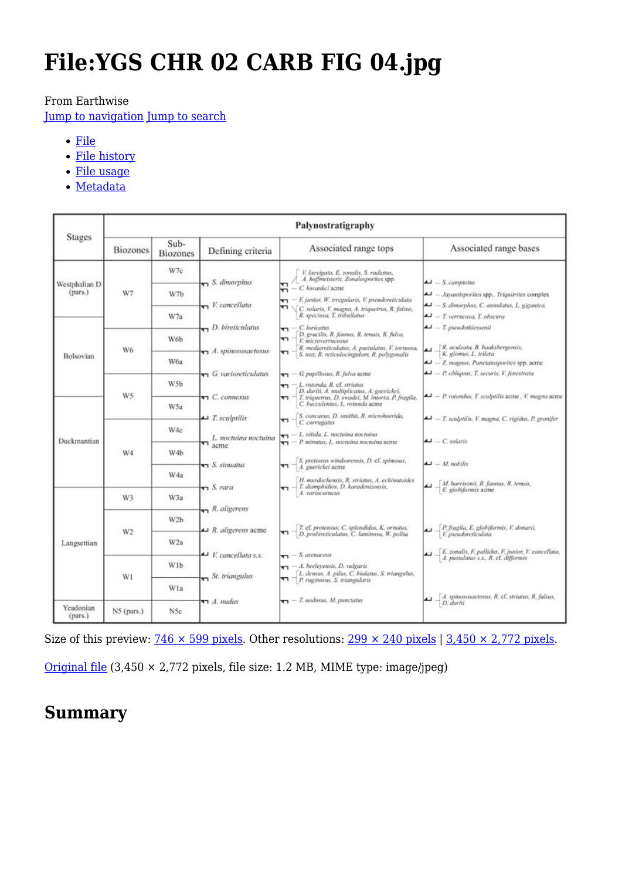# File:YGS CHR 02 CARB FIG 04.jpg

From Earthwise

Jump to navigation Jump to search

- File
- File history
- File usage
- Metadata

| Stages | Palynostratigraphy | | | | |
|---|---|---|---|---|---|
| | Biozones | Sub-Biozones | Defining criteria | Associated range tops | Associated range bases |
| Westphalian D (pars.) | W7 | W7c | *S. dimorphus* | *V. laevigata, E. zonalis, S. radiatus, A. hoffmeisterii, Zonalosporites* spp. — *C. kosankei* acme | — *S. camptotus* — *Jayantisporites* spp., *Triquitrites* complex |
| | | W7b | *V. cancellata* | — *F. junior, W. irregularis, V. pseudoreticulata* — *C. solaris, V. magna, A. triquetrus, R. falsus, R. speciosa, T. tribullatus* | — *S. dimorphus, C. annulatus, L. gigantea,* — *T. verrucosa, T. obscura* |
| | | W7a | *D. bireticulatus* | — *C. loricatus* | — *T. pseudothiessenii* |
| Bolsovian | W6 | W6b | | — *D. gracilis, R. fauneus, R. tenuis, R. fulva, V. microverrucosus* | |
| | | W6a | *A. spinososaetosus* | — *R. mediareticulatus, A. pustulatus, V. tortuosa, S. nux, R. reticulocingulum, R. polygonalis* | — *R. aculeata, B. haakbergensis, K. glomus, L. trileta* — *Z. magnus, Punctatosporites* spp. acme |
| | W5 | W5b | *G. varioreticulatus* | — *G. papillosus, R. fulva* acme | — *P. obliquus, T. securis, V. fenestrata* |
| Duckmantian | | W5a | *C. connexus* | — *L. rotunda, R.* cf. *striatus* — *D. duriti, A. multiplicatus, A. guerickei, T. triquetrus, D. swadei, M. intorta, P. fragila, C. bucculentus, L. rotunda* acme | — *P. rotundus, T. sculptilis* acme, *V. magna* acme |
| | W4 | W4c | *T. sculptilis* | — *S. concavus, D. smithii, R. microhorrida, C. corrugatus* | — *T. sculptilis, V. magna, C. rigidus, P. granifer* |
| | | W4b | *L. noctuina noctuina* acme | — *L. nitida, L. noctuina noctuina* — *P. minutus, L. noctuina noctuina* acme | — *C. solaris* |
| | | W4a | *S. sinuatus* | — *S. pretiosus windsorensis, D.* cf. *spinosus, A. guerickei* acme | — *M. nobilis* |
| Langsettian | W3 | W3a | *S. rara* | — *H. murdochensis, R. striatus, A. echinatoides, T. diamphidios, D. karadenizensis, A. variocorneus* | — *M. harrisonii, R. fauneus, R. tenuis, E. globiformis* acme |
| | W2 | W2b | *R. aligerens* | | |
| | | W2a | *R. aligerens* acme | — *T.* cf. *protensus, C. splendidus, K. ornatus, D. probireticulatus, C. laminosa, W. polita* | — *P. fragila, E. globiformis, V. donarii, V. pseudoreticulata* |
| | W1 | W1b | *V. cancellata s.s.* | — *S. arenaceus* — *A. beeleyensis, D. vulgaris* | — *E. zonalis, F. pallidus, F. junior, V. cancellata, A. pustulatus s.s., R.* cf. *difformis* |
| | | W1a | *St. triangulus* | — *L. densus, A. pilus, C. bialatus, S. triangulus, P. ruginosus, S. triangularis* | |
| Yeadonian (pars.) | N5 (pars.) | N5c | *A. nudus* | — *T. nodosus, M. punctatus* | — *A. spinososaetosus, R.* cf. *striatus, R. falsus, D. duriti* |

Size of this preview: 746 × 599 pixels. Other resolutions: 299 × 240 pixels | 3,450 × 2,772 pixels.

Original file (3,450 × 2,772 pixels, file size: 1.2 MB, MIME type: image/jpeg)

## Summary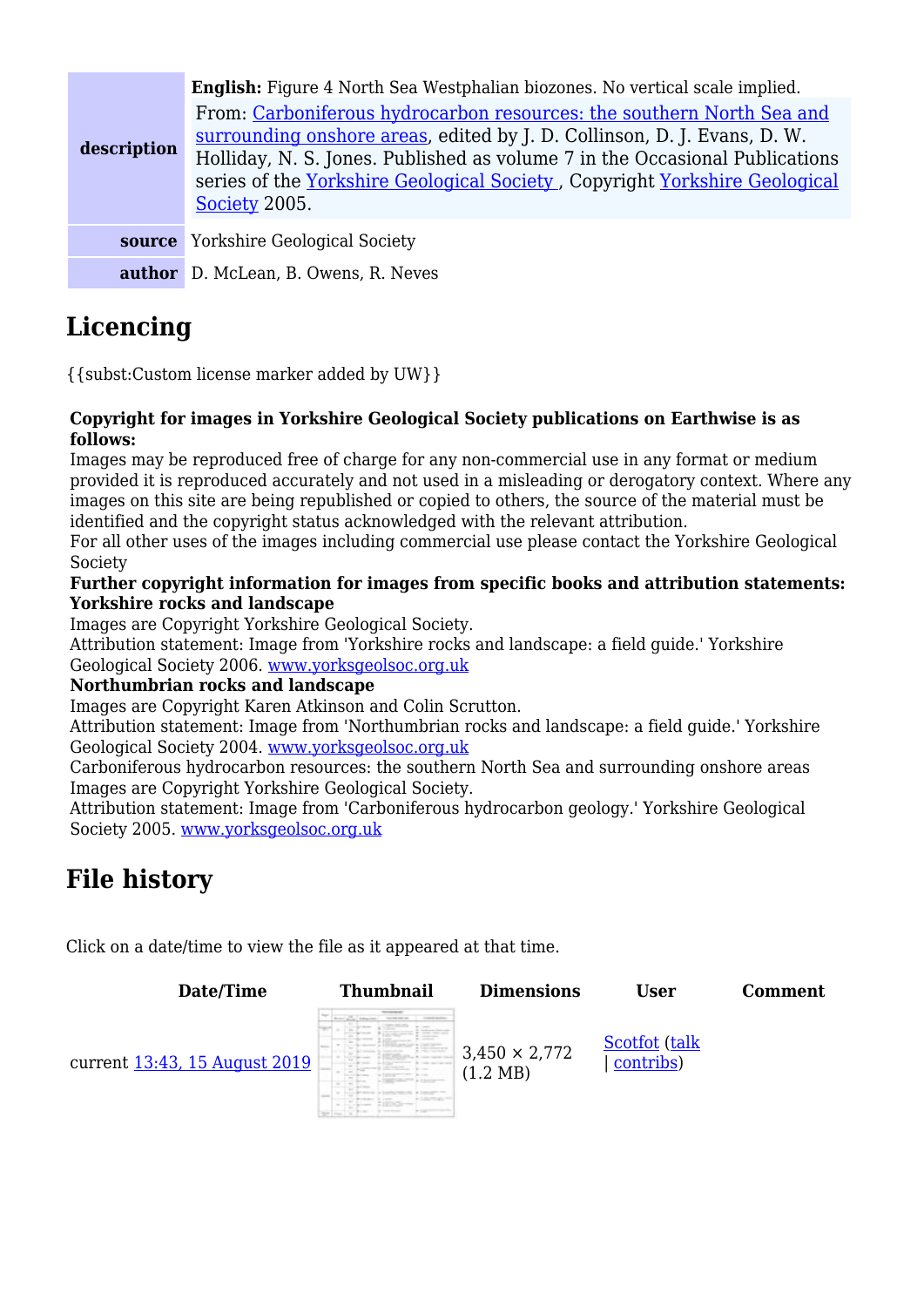| | |
|---|---|
| **description** | **English:** Figure 4 North Sea Westphalian biozones. No vertical scale implied. From: Carboniferous hydrocarbon resources: the southern North Sea and surrounding onshore areas, edited by J. D. Collinson, D. J. Evans, D. W. Holliday, N. S. Jones. Published as volume 7 in the Occasional Publications series of the Yorkshire Geological Society , Copyright Yorkshire Geological Society 2005. |
| **source** | Yorkshire Geological Society |
| **author** | D. McLean, B. Owens, R. Neves |

## Licencing

{{subst:Custom license marker added by UW}}

**Copyright for images in Yorkshire Geological Society publications on Earthwise is as follows:**
Images may be reproduced free of charge for any non-commercial use in any format or medium provided it is reproduced accurately and not used in a misleading or derogatory context. Where any images on this site are being republished or copied to others, the source of the material must be identified and the copyright status acknowledged with the relevant attribution.
For all other uses of the images including commercial use please contact the Yorkshire Geological Society
**Further copyright information for images from specific books and attribution statements:**
**Yorkshire rocks and landscape**
Images are Copyright Yorkshire Geological Society.
Attribution statement: Image from 'Yorkshire rocks and landscape: a field guide.' Yorkshire Geological Society 2006. www.yorksgeolsoc.org.uk
**Northumbrian rocks and landscape**
Images are Copyright Karen Atkinson and Colin Scrutton.
Attribution statement: Image from 'Northumbrian rocks and landscape: a field guide.' Yorkshire Geological Society 2004. www.yorksgeolsoc.org.uk
Carboniferous hydrocarbon resources: the southern North Sea and surrounding onshore areas
Images are Copyright Yorkshire Geological Society.
Attribution statement: Image from 'Carboniferous hydrocarbon geology.' Yorkshire Geological Society 2005. www.yorksgeolsoc.org.uk

## File history

Click on a date/time to view the file as it appeared at that time.

| Date/Time | Thumbnail | Dimensions | User | Comment |
|---|---|---|---|---|
| current 13:43, 15 August 2019 | | 3,450 × 2,772 (1.2 MB) | Scotfot (talk \| contribs) | |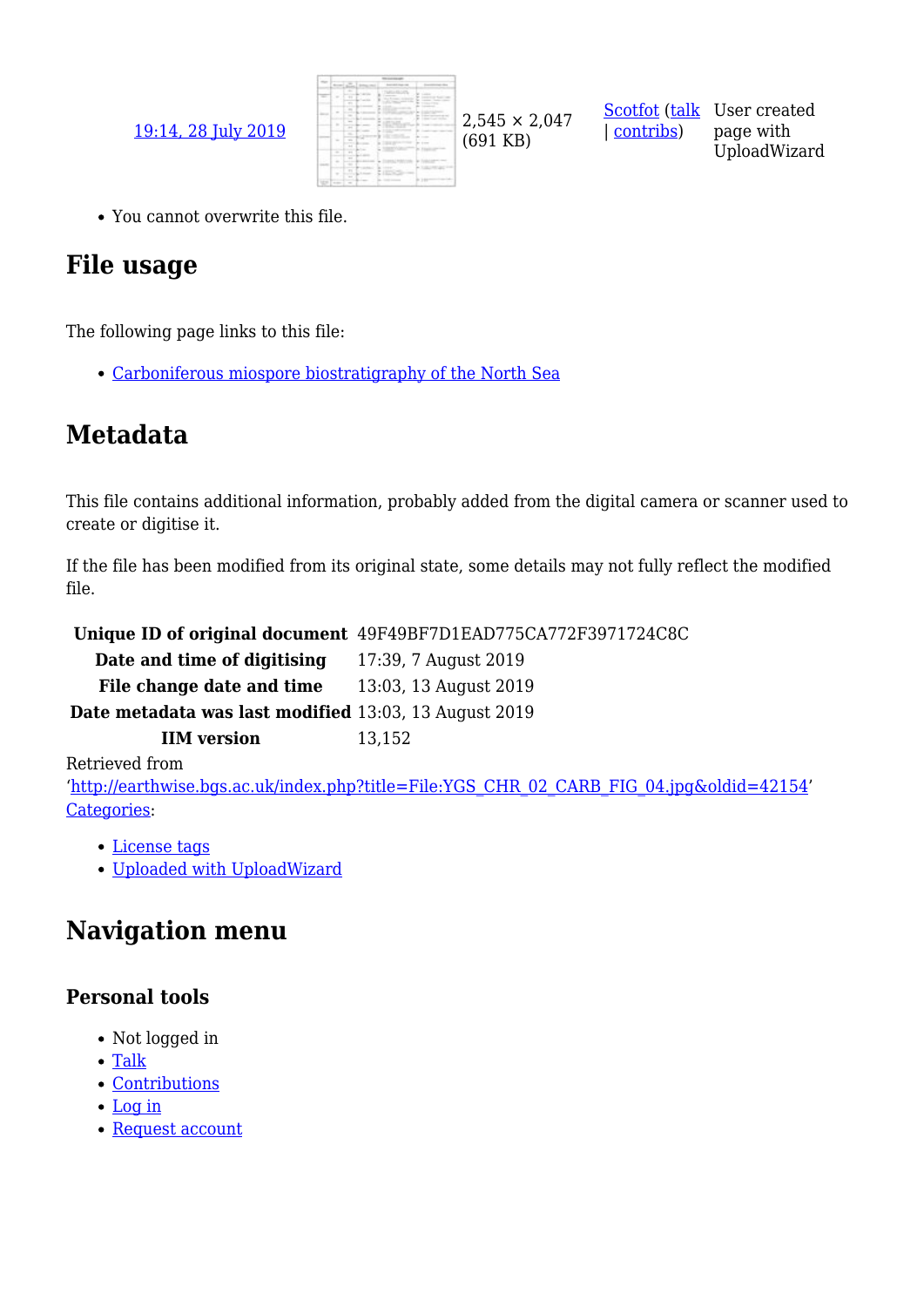| | | | | |
|---|---|---|---|---|
| 19:14, 28 July 2019 | | 2,545 × 2,047 (691 KB) | Scotfot (talk \| contribs) | User created page with UploadWizard |

- You cannot overwrite this file.

## File usage

The following page links to this file:

- Carboniferous miospore biostratigraphy of the North Sea

## Metadata

This file contains additional information, probably added from the digital camera or scanner used to create or digitise it.

If the file has been modified from its original state, some details may not fully reflect the modified file.

| | |
|---|---|
| **Unique ID of original document** | 49F49BF7D1EAD775CA772F3971724C8C |
| **Date and time of digitising** | 17:39, 7 August 2019 |
| **File change date and time** | 13:03, 13 August 2019 |
| **Date metadata was last modified** | 13:03, 13 August 2019 |
| **IIM version** | 13,152 |

Retrieved from 'http://earthwise.bgs.ac.uk/index.php?title=File:YGS_CHR_02_CARB_FIG_04.jpg&oldid=42154'

Categories:

- License tags
- Uploaded with UploadWizard

## Navigation menu

### Personal tools

- Not logged in
- Talk
- Contributions
- Log in
- Request account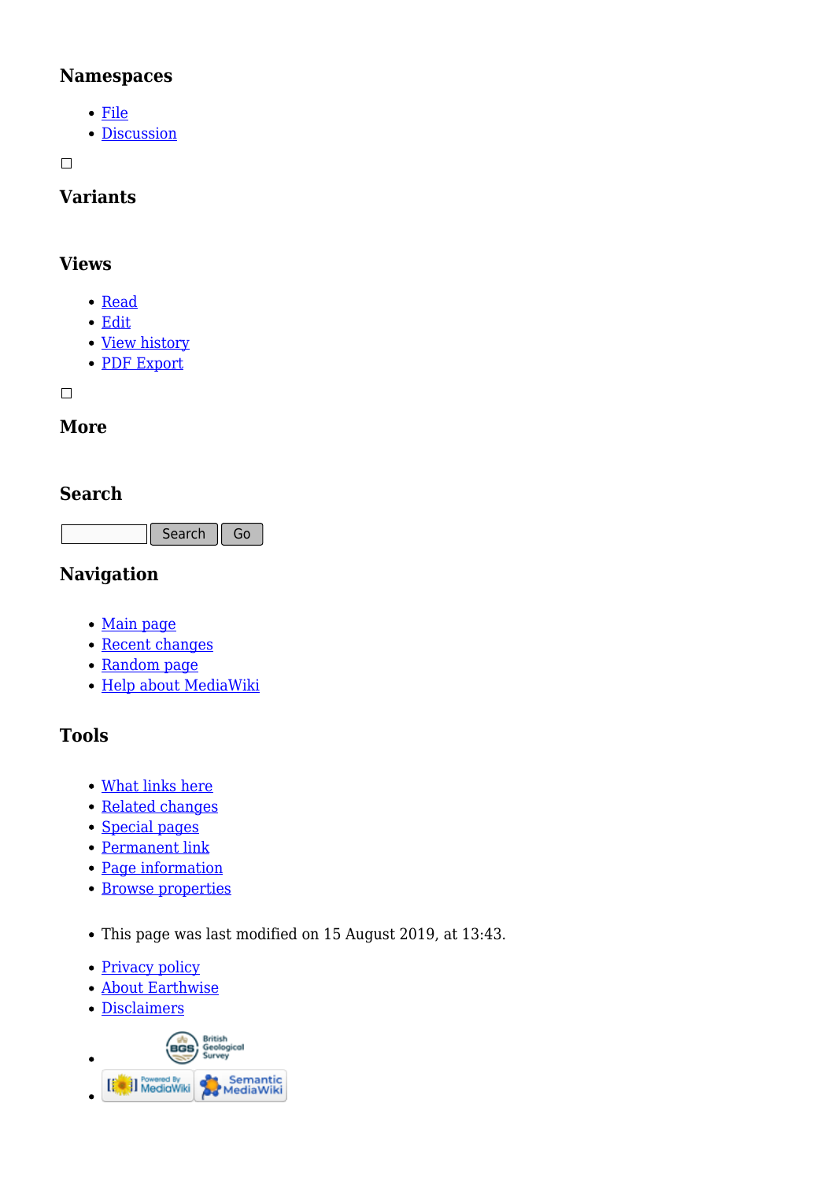## Namespaces

- File
- Discussion

## Variants

## Views

- Read
- Edit
- View history
- PDF Export

## More

## Search

Search Go

## Navigation

- Main page
- Recent changes
- Random page
- Help about MediaWiki

## Tools

- What links here
- Related changes
- Special pages
- Permanent link
- Page information
- Browse properties

- This page was last modified on 15 August 2019, at 13:43.

- Privacy policy
- About Earthwise
- Disclaimers